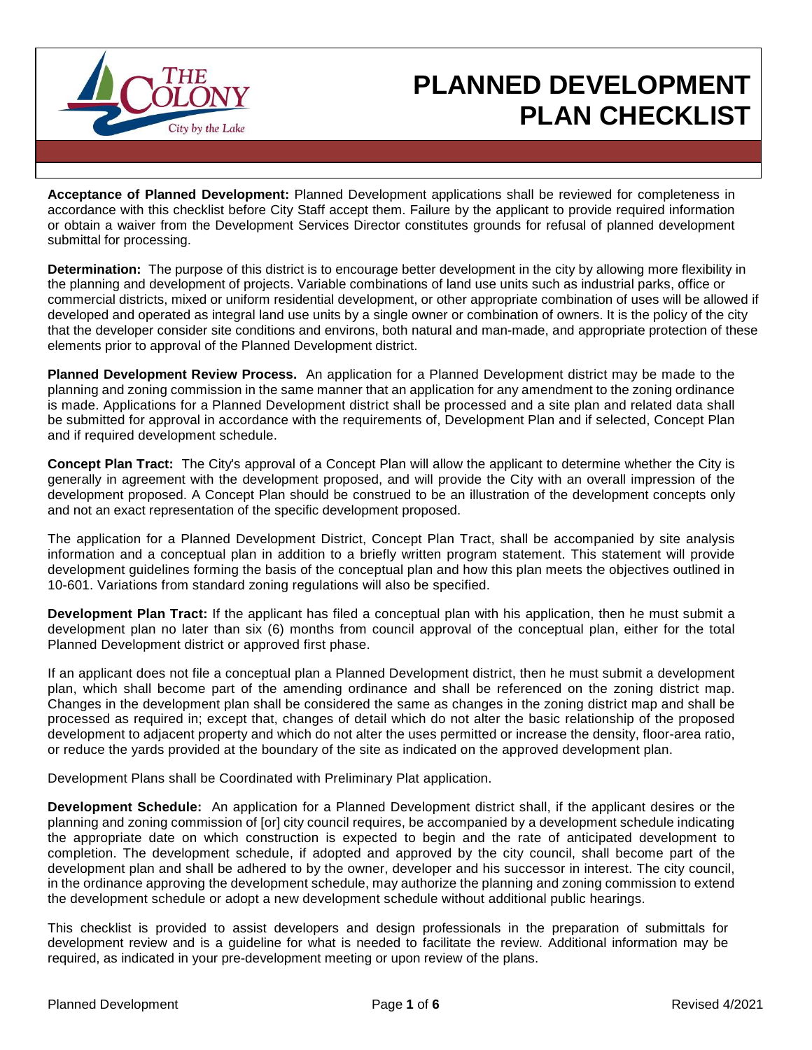# PLANNED DEVELOPMENT PLAN CHECKLIST

**Acceptance of Planned Development:** Planned Development applications shall be reviewed for completeness in accordance with this checklist before City Staff accept them. Failure by the applicant to provide required information or obtain a waiver from the Development Services Director constitutes grounds for refusal of planned development submittal for processing.

**Determination:** The purpose of this district is to encourage better development in the city by allowing more flexibility in the planning and development of projects. Variable combinations of land use units such as industrial parks, office or commercial districts, mixed or uniform residential development, or other appropriate combination of uses will be allowed if developed and operated as integral land use units by a single owner or combination of owners. It is the policy of the city that the developer consider site conditions and environs, both natural and man-made, and appropriate protection of these elements prior to approval of the Planned Development district.

**Planned Development Review Process.** An application for a Planned Development district may be made to the planning and zoning commission in the same manner that an application for any amendment to the zoning ordinance is made. Applications for a Planned Development district shall be processed and a site plan and related data shall be submitted for approval in accordance with the requirements of, Development Plan and if selected, Concept Plan and if required development schedule.

**Concept Plan Tract:** The City's approval of a Concept Plan will allow the applicant to determine whether the City is generally in agreement with the development proposed, and will provide the City with an overall impression of the development proposed. A Concept Plan should be construed to be an illustration of the development concepts only and not an exact representation of the specific development proposed.

The application for a Planned Development District, Concept Plan Tract, shall be accompanied by site analysis information and a conceptual plan in addition to a briefly written program statement. This statement will provide development guidelines forming the basis of the conceptual plan and how this plan meets the objectives outlined in 10-601. Variations from standard zoning regulations will also be specified.

**Development Plan Tract:** If the applicant has filed a conceptual plan with his application, then he must submit a development plan no later than six (6) months from council approval of the conceptual plan, either for the total Planned Development district or approved first phase.

If an applicant does not file a conceptual plan a Planned Development district, then he must submit a development plan, which shall become part of the amending ordinance and shall be referenced on the zoning district map. Changes in the development plan shall be considered the same as changes in the zoning district map and shall be processed as required in; except that, changes of detail which do not alter the basic relationship of the proposed development to adjacent property and which do not alter the uses permitted or increase the density, floor-area ratio, or reduce the yards provided at the boundary of the site as indicated on the approved development plan.

Development Plans shall be Coordinated with Preliminary Plat application.

**Development Schedule:** An application for a Planned Development district shall, if the applicant desires or the planning and zoning commission of [or] city council requires, be accompanied by a development schedule indicating the appropriate date on which construction is expected to begin and the rate of anticipated development to completion. The development schedule, if adopted and approved by the city council, shall become part of the development plan and shall be adhered to by the owner, developer and his successor in interest. The city council, in the ordinance approving the development schedule, may authorize the planning and zoning commission to extend the development schedule or adopt a new development schedule without additional public hearings.

This checklist is provided to assist developers and design professionals in the preparation of submittals for development review and is a guideline for what is needed to facilitate the review. Additional information may be required, as indicated in your pre-development meeting or upon review of the plans.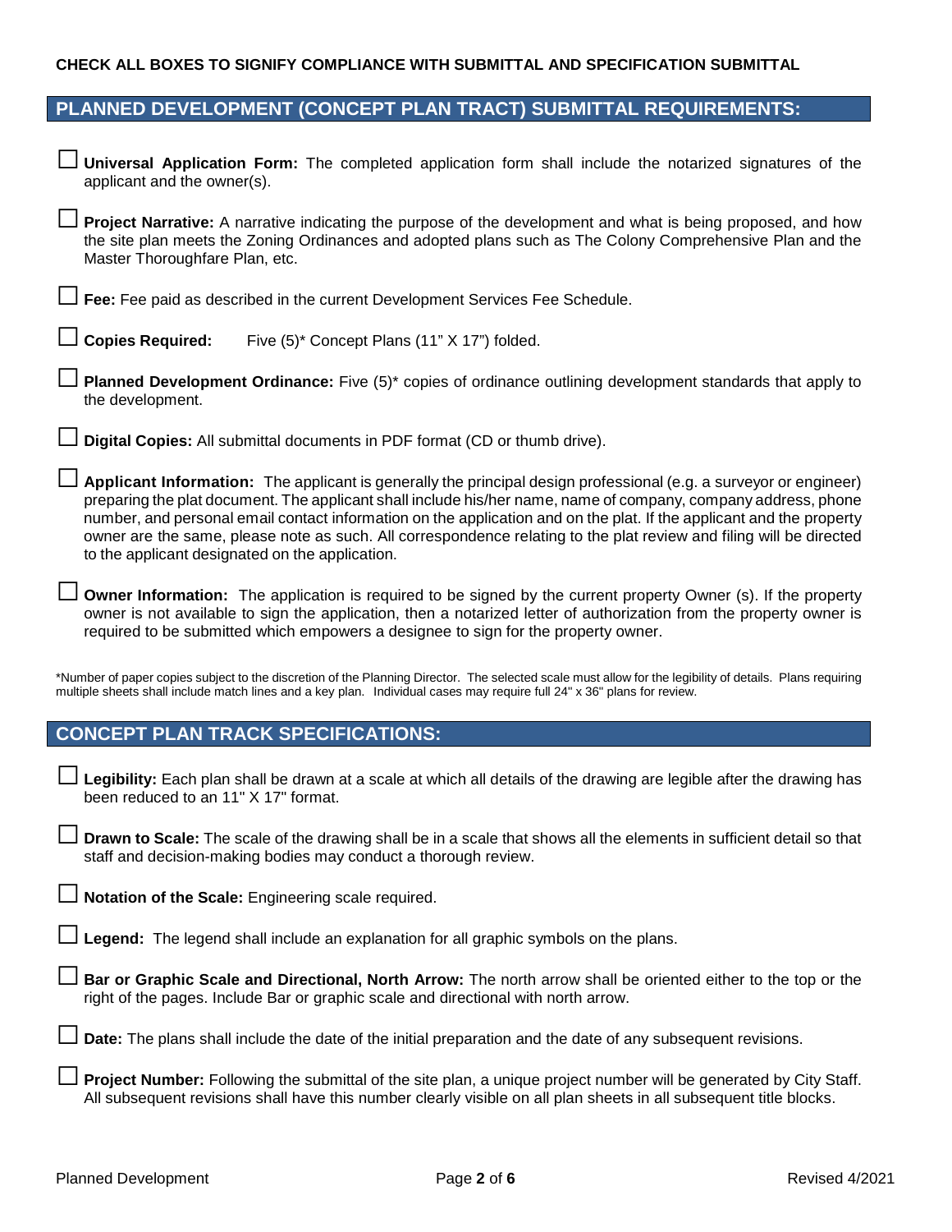**CHECK ALL BOXES TO SIGNIFY COMPLIANCE WITH SUBMITTAL AND SPECIFICATION SUBMITTAL**

## PLANNED DEVELOPMENT (CONCEPT PLAN TRACT) SUBMITTAL REQUIREMENTS:

☐ **Universal Application Form:** The completed application form shall include the notarized signatures of the applicant and the owner(s).

☐ **Project Narrative:** A narrative indicating the purpose of the development and what is being proposed, and how the site plan meets the Zoning Ordinances and adopted plans such as The Colony Comprehensive Plan and the Master Thoroughfare Plan, etc.

☐ **Fee:** Fee paid as described in the current Development Services Fee Schedule.

☐ **Copies Required:** Five (5)* Concept Plans (11" X 17") folded.

☐ **Planned Development Ordinance:** Five (5)* copies of ordinance outlining development standards that apply to the development.

☐ **Digital Copies:** All submittal documents in PDF format (CD or thumb drive).

☐ **Applicant Information:** The applicant is generally the principal design professional (e.g. a surveyor or engineer) preparing the plat document. The applicant shall include his/her name, name of company, company address, phone number, and personal email contact information on the application and on the plat. If the applicant and the property owner are the same, please note as such. All correspondence relating to the plat review and filing will be directed to the applicant designated on the application.

☐ **Owner Information:** The application is required to be signed by the current property Owner (s). If the property owner is not available to sign the application, then a notarized letter of authorization from the property owner is required to be submitted which empowers a designee to sign for the property owner.

*Number of paper copies subject to the discretion of the Planning Director. The selected scale must allow for the legibility of details. Plans requiring multiple sheets shall include match lines and a key plan. Individual cases may require full 24" x 36" plans for review.

## CONCEPT PLAN TRACK SPECIFICATIONS:

☐ **Legibility:** Each plan shall be drawn at a scale at which all details of the drawing are legible after the drawing has been reduced to an 11" X 17" format.

☐ **Drawn to Scale:** The scale of the drawing shall be in a scale that shows all the elements in sufficient detail so that staff and decision-making bodies may conduct a thorough review.

☐ **Notation of the Scale:** Engineering scale required.

☐ **Legend:** The legend shall include an explanation for all graphic symbols on the plans.

☐ **Bar or Graphic Scale and Directional, North Arrow:** The north arrow shall be oriented either to the top or the right of the pages. Include Bar or graphic scale and directional with north arrow.

☐ **Date:** The plans shall include the date of the initial preparation and the date of any subsequent revisions.

☐ **Project Number:** Following the submittal of the site plan, a unique project number will be generated by City Staff. All subsequent revisions shall have this number clearly visible on all plan sheets in all subsequent title blocks.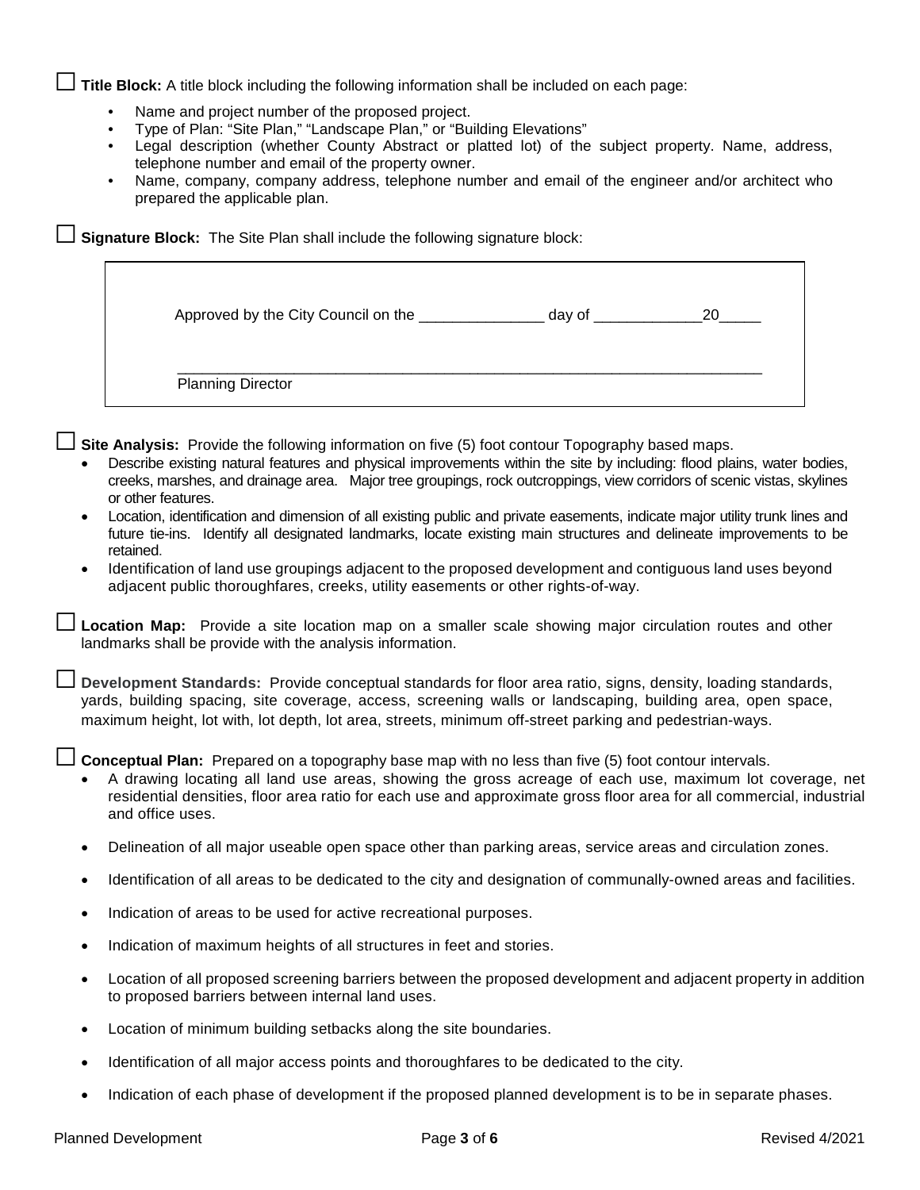☐ **Title Block:** A title block including the following information shall be included on each page:

- Name and project number of the proposed project.
- Type of Plan: "Site Plan," "Landscape Plan," or "Building Elevations"
- Legal description (whether County Abstract or platted lot) of the subject property. Name, address, telephone number and email of the property owner.
- Name, company, company address, telephone number and email of the engineer and/or architect who prepared the applicable plan.

☐ **Signature Block:** The Site Plan shall include the following signature block:

| |
|---|
| Approved by the City Council on the _______________ day of _____________20_____ |
| _________________________________________________________________________ Planning Director |

☐ **Site Analysis:** Provide the following information on five (5) foot contour Topography based maps.

- Describe existing natural features and physical improvements within the site by including: flood plains, water bodies, creeks, marshes, and drainage area. Major tree groupings, rock outcroppings, view corridors of scenic vistas, skylines or other features.
- Location, identification and dimension of all existing public and private easements, indicate major utility trunk lines and future tie-ins. Identify all designated landmarks, locate existing main structures and delineate improvements to be retained.
- Identification of land use groupings adjacent to the proposed development and contiguous land uses beyond adjacent public thoroughfares, creeks, utility easements or other rights-of-way.

☐ **Location Map:** Provide a site location map on a smaller scale showing major circulation routes and other landmarks shall be provide with the analysis information.

☐ **Development Standards:** Provide conceptual standards for floor area ratio, signs, density, loading standards, yards, building spacing, site coverage, access, screening walls or landscaping, building area, open space, maximum height, lot with, lot depth, lot area, streets, minimum off-street parking and pedestrian-ways.

☐ **Conceptual Plan:** Prepared on a topography base map with no less than five (5) foot contour intervals.

- A drawing locating all land use areas, showing the gross acreage of each use, maximum lot coverage, net residential densities, floor area ratio for each use and approximate gross floor area for all commercial, industrial and office uses.
- Delineation of all major useable open space other than parking areas, service areas and circulation zones.
- Identification of all areas to be dedicated to the city and designation of communally-owned areas and facilities.
- Indication of areas to be used for active recreational purposes.
- Indication of maximum heights of all structures in feet and stories.
- Location of all proposed screening barriers between the proposed development and adjacent property in addition to proposed barriers between internal land uses.
- Location of minimum building setbacks along the site boundaries.
- Identification of all major access points and thoroughfares to be dedicated to the city.
- Indication of each phase of development if the proposed planned development is to be in separate phases.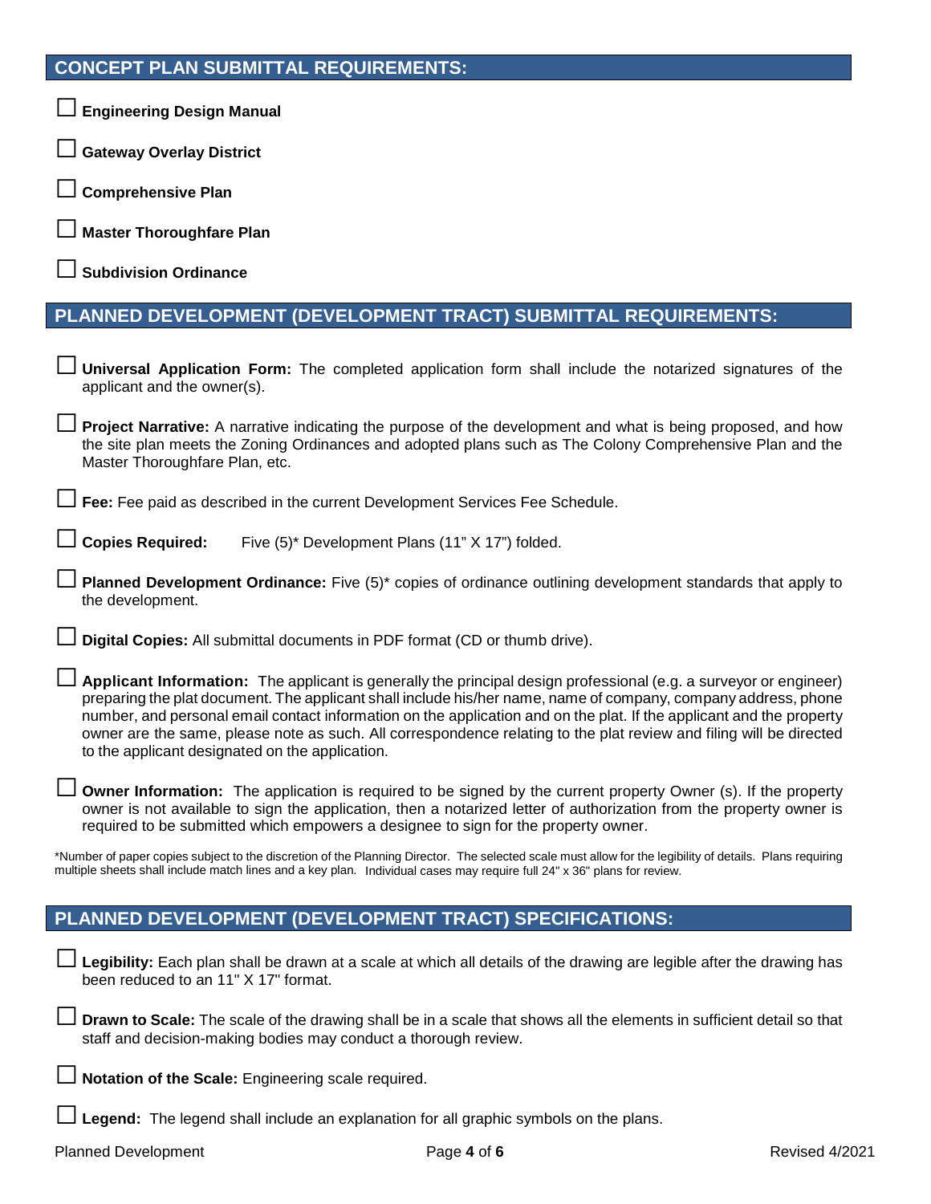## CONCEPT PLAN SUBMITTAL REQUIREMENTS:

☐ **Engineering Design Manual**

☐ **Gateway Overlay District**

☐ **Comprehensive Plan**

☐ **Master Thoroughfare Plan**

☐ **Subdivision Ordinance**

## PLANNED DEVELOPMENT (DEVELOPMENT TRACT) SUBMITTAL REQUIREMENTS:

☐ **Universal Application Form:** The completed application form shall include the notarized signatures of the applicant and the owner(s).

☐ **Project Narrative:** A narrative indicating the purpose of the development and what is being proposed, and how the site plan meets the Zoning Ordinances and adopted plans such as The Colony Comprehensive Plan and the Master Thoroughfare Plan, etc.

☐ **Fee:** Fee paid as described in the current Development Services Fee Schedule.

☐ **Copies Required:** Five (5)* Development Plans (11" X 17") folded.

☐ **Planned Development Ordinance:** Five (5)* copies of ordinance outlining development standards that apply to the development.

☐ **Digital Copies:** All submittal documents in PDF format (CD or thumb drive).

☐ **Applicant Information:** The applicant is generally the principal design professional (e.g. a surveyor or engineer) preparing the plat document. The applicant shall include his/her name, name of company, company address, phone number, and personal email contact information on the application and on the plat. If the applicant and the property owner are the same, please note as such. All correspondence relating to the plat review and filing will be directed to the applicant designated on the application.

☐ **Owner Information:** The application is required to be signed by the current property Owner (s). If the property owner is not available to sign the application, then a notarized letter of authorization from the property owner is required to be submitted which empowers a designee to sign for the property owner.

*Number of paper copies subject to the discretion of the Planning Director. The selected scale must allow for the legibility of details. Plans requiring multiple sheets shall include match lines and a key plan. Individual cases may require full 24" x 36" plans for review.

## PLANNED DEVELOPMENT (DEVELOPMENT TRACT) SPECIFICATIONS:

☐ **Legibility:** Each plan shall be drawn at a scale at which all details of the drawing are legible after the drawing has been reduced to an 11" X 17" format.

☐ **Drawn to Scale:** The scale of the drawing shall be in a scale that shows all the elements in sufficient detail so that staff and decision-making bodies may conduct a thorough review.

☐ **Notation of the Scale:** Engineering scale required.

☐ **Legend:** The legend shall include an explanation for all graphic symbols on the plans.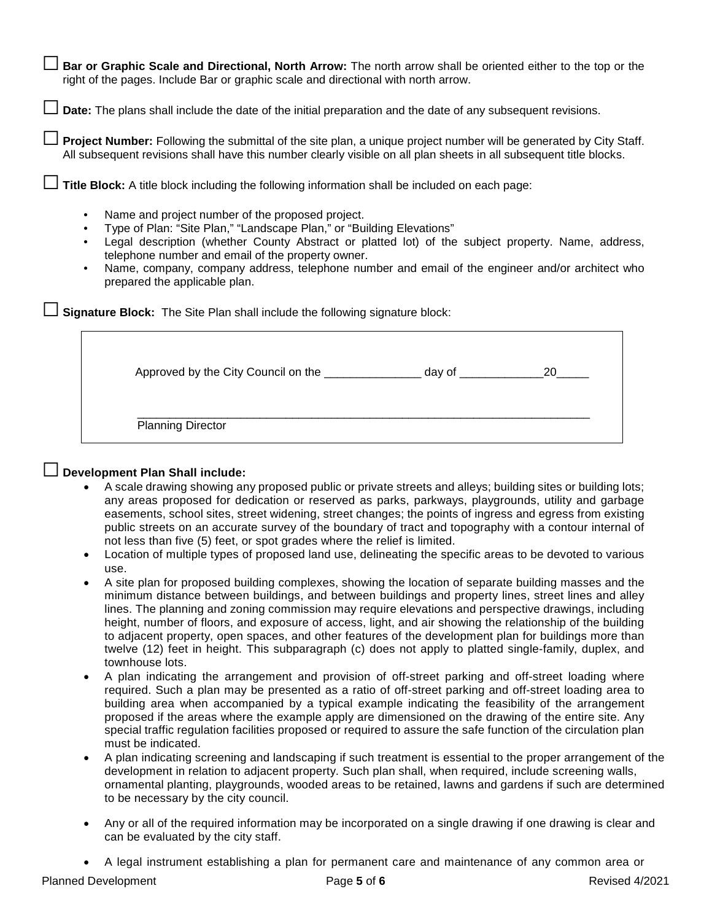☐ **Bar or Graphic Scale and Directional, North Arrow:** The north arrow shall be oriented either to the top or the right of the pages. Include Bar or graphic scale and directional with north arrow.

☐ **Date:** The plans shall include the date of the initial preparation and the date of any subsequent revisions.

☐ **Project Number:** Following the submittal of the site plan, a unique project number will be generated by City Staff. All subsequent revisions shall have this number clearly visible on all plan sheets in all subsequent title blocks.

☐ **Title Block:** A title block including the following information shall be included on each page:

- Name and project number of the proposed project.
- Type of Plan: "Site Plan," "Landscape Plan," or "Building Elevations"
- Legal description (whether County Abstract or platted lot) of the subject property. Name, address, telephone number and email of the property owner.
- Name, company, company address, telephone number and email of the engineer and/or architect who prepared the applicable plan.

☐ **Signature Block:** The Site Plan shall include the following signature block:

> Approved by the City Council on the _______________ day of _____________20_____
>
> _______________________________________________________________________
> Planning Director

☐ **Development Plan Shall include:**

- A scale drawing showing any proposed public or private streets and alleys; building sites or building lots; any areas proposed for dedication or reserved as parks, parkways, playgrounds, utility and garbage easements, school sites, street widening, street changes; the points of ingress and egress from existing public streets on an accurate survey of the boundary of tract and topography with a contour internal of not less than five (5) feet, or spot grades where the relief is limited.
- Location of multiple types of proposed land use, delineating the specific areas to be devoted to various use.
- A site plan for proposed building complexes, showing the location of separate building masses and the minimum distance between buildings, and between buildings and property lines, street lines and alley lines. The planning and zoning commission may require elevations and perspective drawings, including height, number of floors, and exposure of access, light, and air showing the relationship of the building to adjacent property, open spaces, and other features of the development plan for buildings more than twelve (12) feet in height. This subparagraph (c) does not apply to platted single-family, duplex, and townhouse lots.
- A plan indicating the arrangement and provision of off-street parking and off-street loading where required. Such a plan may be presented as a ratio of off-street parking and off-street loading area to building area when accompanied by a typical example indicating the feasibility of the arrangement proposed if the areas where the example apply are dimensioned on the drawing of the entire site. Any special traffic regulation facilities proposed or required to assure the safe function of the circulation plan must be indicated.
- A plan indicating screening and landscaping if such treatment is essential to the proper arrangement of the development in relation to adjacent property. Such plan shall, when required, include screening walls, ornamental planting, playgrounds, wooded areas to be retained, lawns and gardens if such are determined to be necessary by the city council.
- Any or all of the required information may be incorporated on a single drawing if one drawing is clear and can be evaluated by the city staff.
- A legal instrument establishing a plan for permanent care and maintenance of any common area or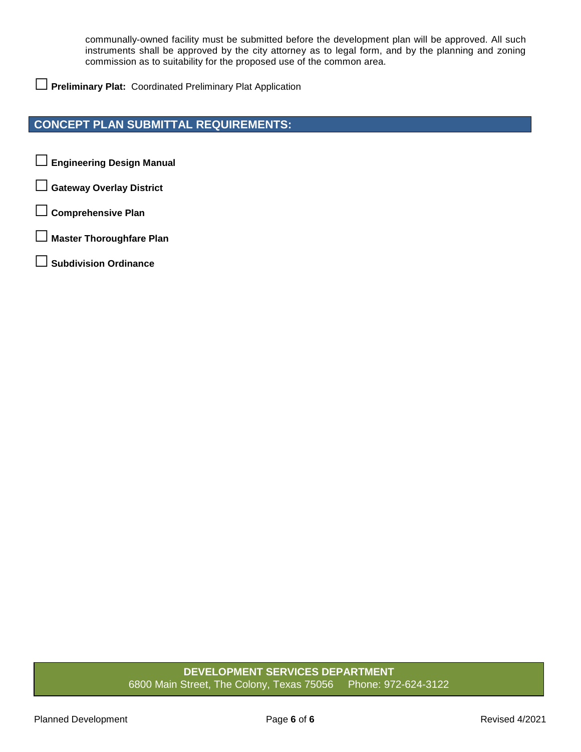communally-owned facility must be submitted before the development plan will be approved. All such instruments shall be approved by the city attorney as to legal form, and by the planning and zoning commission as to suitability for the proposed use of the common area.

☐ **Preliminary Plat:** Coordinated Preliminary Plat Application

## CONCEPT PLAN SUBMITTAL REQUIREMENTS:

☐ **Engineering Design Manual**

☐ **Gateway Overlay District**

☐ **Comprehensive Plan**

☐ **Master Thoroughfare Plan**

☐ **Subdivision Ordinance**

**DEVELOPMENT SERVICES DEPARTMENT**
6800 Main Street, The Colony, Texas 75056 Phone: 972-624-3122